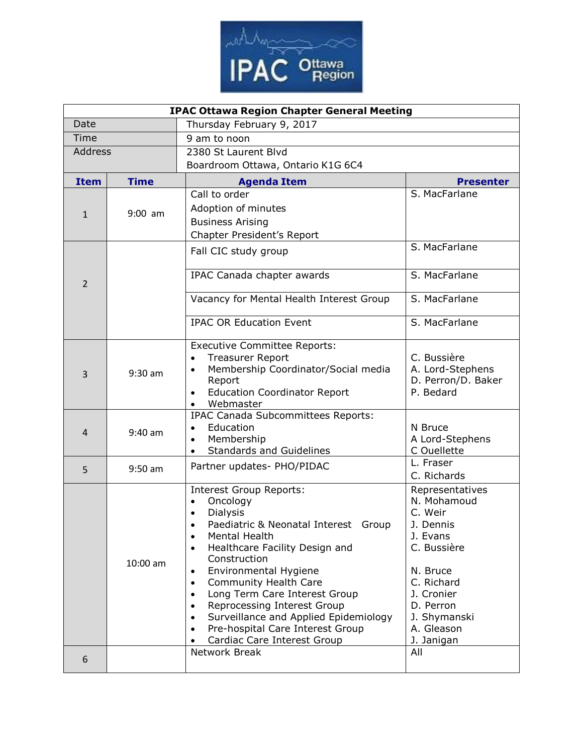IPAC Ottawa Region

| IPAC Ottawa Region Chapter General Meeting | |
|---|---|
| Date | Thursday February 9, 2017 |
| Time | 9 am to noon |
| Address | 2380 St Laurent Blvd<br>Boardroom Ottawa, Ontario K1G 6C4 |

| Item | Time | Agenda Item | Presenter |
|---|---|---|---|
| 1 | 9:00 am | Call to order<br>Adoption of minutes<br>Business Arising<br>Chapter President's Report | S. MacFarlane |
| 2 | | Fall CIC study group | S. MacFarlane |
| | | IPAC Canada chapter awards | S. MacFarlane |
| | | Vacancy for Mental Health Interest Group | S. MacFarlane |
| | | IPAC OR Education Event | S. MacFarlane |
| 3 | 9:30 am | Executive Committee Reports:<br>• Treasurer Report<br>• Membership Coordinator/Social media Report<br>• Education Coordinator Report<br>• Webmaster | <br>C. Bussière<br>A. Lord-Stephens<br>D. Perron/D. Baker<br>P. Bedard |
| 4 | 9:40 am | IPAC Canada Subcommittees Reports:<br>• Education<br>• Membership<br>• Standards and Guidelines | <br>N Bruce<br>A Lord-Stephens<br>C Ouellette |
| 5 | 9:50 am | Partner updates- PHO/PIDAC | L. Fraser<br>C. Richards |
| | 10:00 am | Interest Group Reports:<br>• Oncology<br>• Dialysis<br>• Paediatric & Neonatal Interest Group<br>• Mental Health<br>• Healthcare Facility Design and Construction<br>• Environmental Hygiene<br>• Community Health Care<br>• Long Term Care Interest Group<br>• Reprocessing Interest Group<br>• Surveillance and Applied Epidemiology<br>• Pre-hospital Care Interest Group<br>• Cardiac Care Interest Group | Representatives<br>N. Mohamoud<br>C. Weir<br>J. Dennis<br>J. Evans<br>C. Bussière<br><br>N. Bruce<br>C. Richard<br>J. Cronier<br>D. Perron<br>J. Shymanski<br>A. Gleason<br>J. Janigan |
| 6 | | Network Break | All |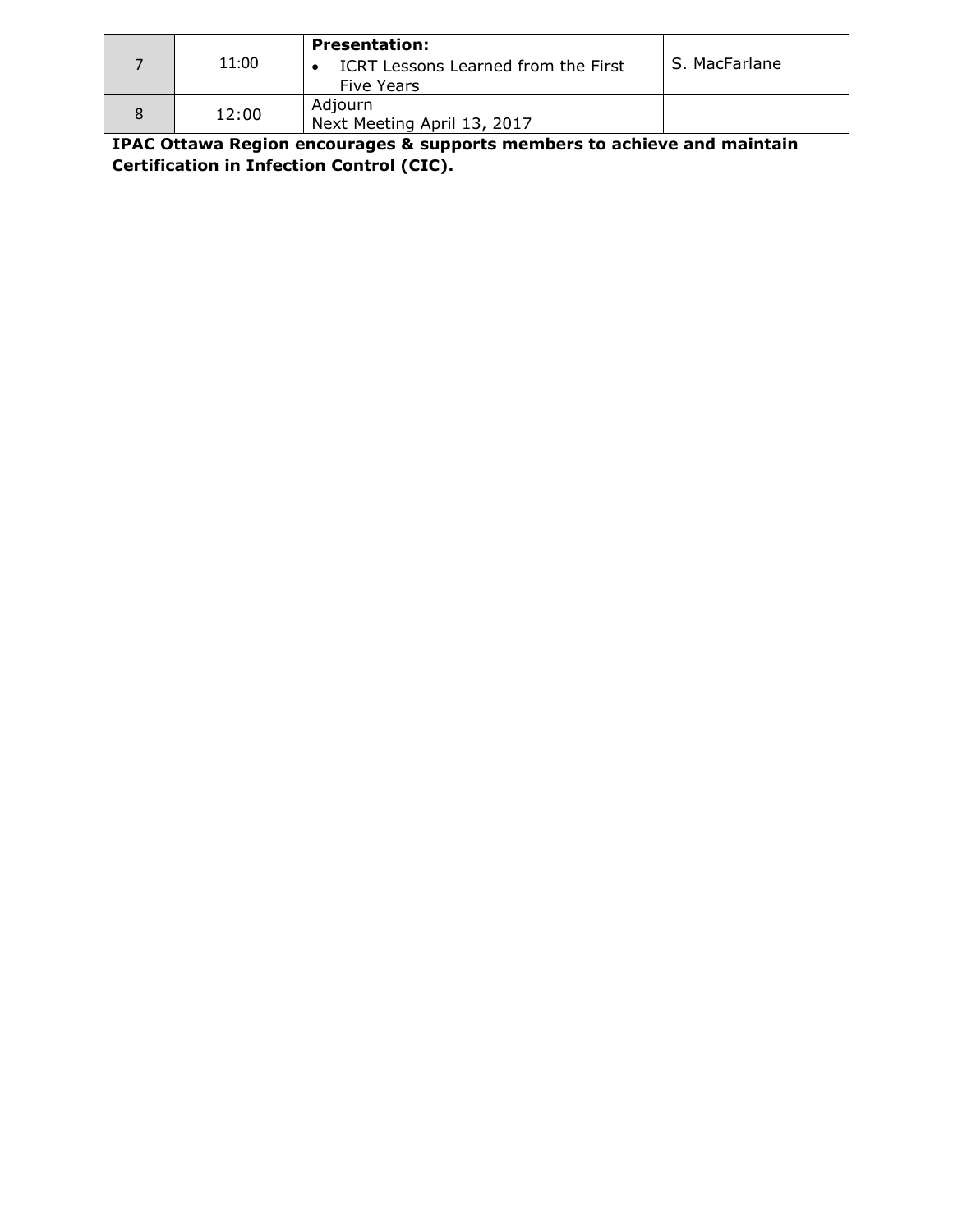| | | | |
|---|---|---|---|
| 7 | 11:00 | **Presentation:**<br>• ICRT Lessons Learned from the First Five Years | S. MacFarlane |
| 8 | 12:00 | Adjourn<br>Next Meeting April 13, 2017 | |

**IPAC Ottawa Region encourages & supports members to achieve and maintain Certification in Infection Control (CIC).**